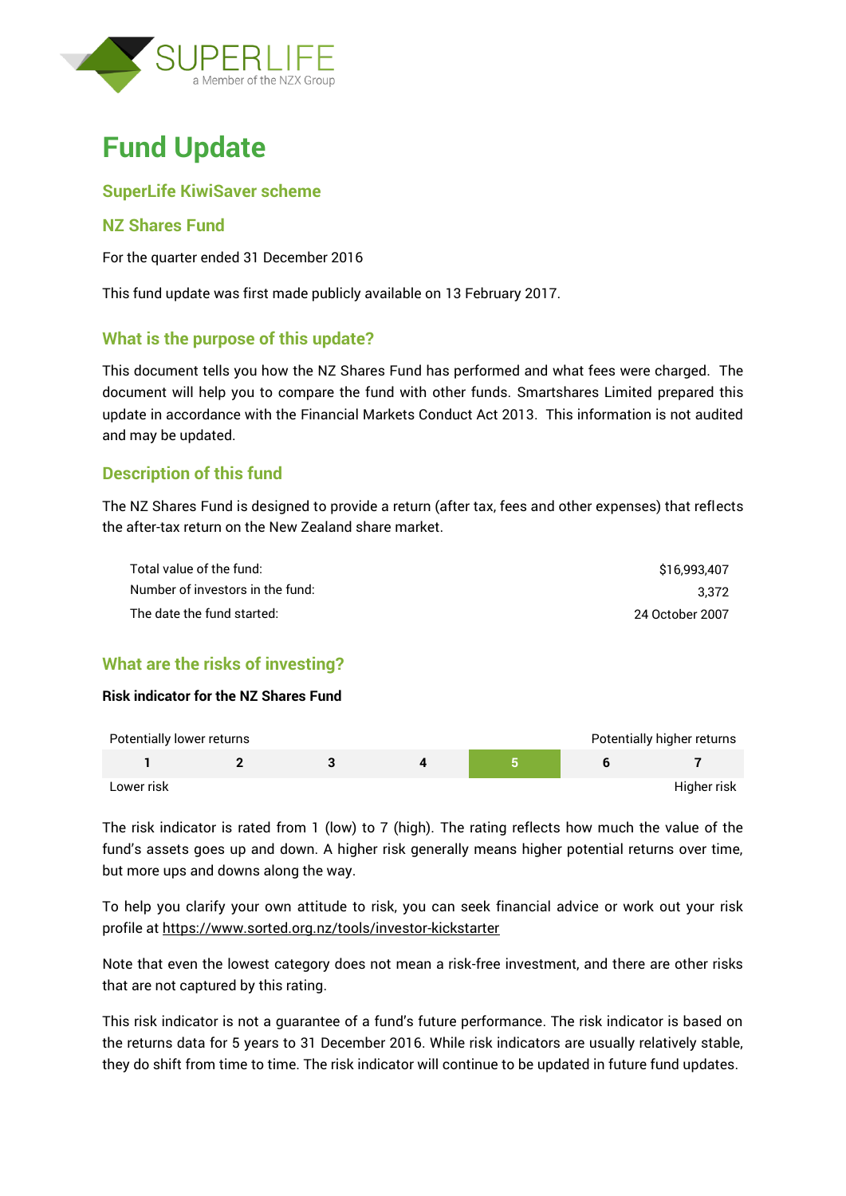SUPERLIFE
a Member of the NZX Group

# Fund Update

## SuperLife KiwiSaver scheme

## NZ Shares Fund

For the quarter ended 31 December 2016

This fund update was first made publicly available on 13 February 2017.

## What is the purpose of this update?

This document tells you how the NZ Shares Fund has performed and what fees were charged. The document will help you to compare the fund with other funds. Smartshares Limited prepared this update in accordance with the Financial Markets Conduct Act 2013. This information is not audited and may be updated.

## Description of this fund

The NZ Shares Fund is designed to provide a return (after tax, fees and other expenses) that reflects the after-tax return on the New Zealand share market.

| | |
|---|---|
| Total value of the fund: | $16,993,407 |
| Number of investors in the fund: | 3,372 |
| The date the fund started: | 24 October 2007 |

## What are the risks of investing?

**Risk indicator for the NZ Shares Fund**

Potentially lower returns — Potentially higher returns

| 1 | 2 | 3 | 4 | **5** | 6 | 7 |
|---|---|---|---|---|---|---|

Lower risk — Higher risk

The risk indicator is rated from 1 (low) to 7 (high). The rating reflects how much the value of the fund's assets goes up and down. A higher risk generally means higher potential returns over time, but more ups and downs along the way.

To help you clarify your own attitude to risk, you can seek financial advice or work out your risk profile at https://www.sorted.org.nz/tools/investor-kickstarter

Note that even the lowest category does not mean a risk-free investment, and there are other risks that are not captured by this rating.

This risk indicator is not a guarantee of a fund's future performance. The risk indicator is based on the returns data for 5 years to 31 December 2016. While risk indicators are usually relatively stable, they do shift from time to time. The risk indicator will continue to be updated in future fund updates.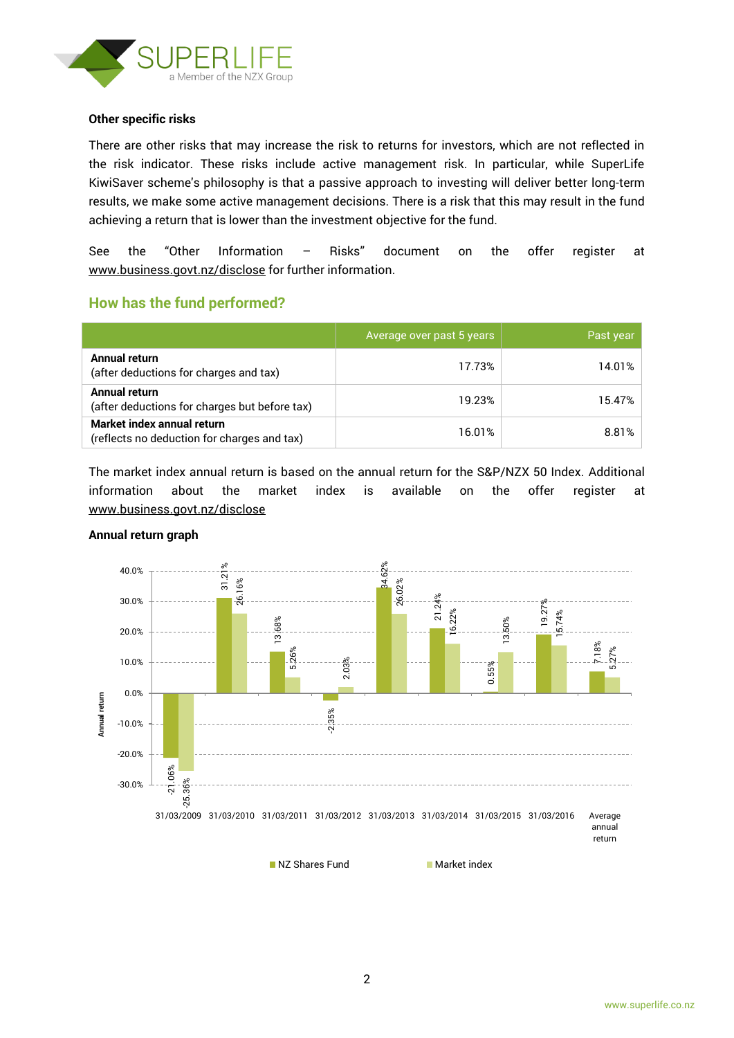**Other specific risks**

There are other risks that may increase the risk to returns for investors, which are not reflected in the risk indicator. These risks include active management risk. In particular, while SuperLife KiwiSaver scheme's philosophy is that a passive approach to investing will deliver better long-term results, we make some active management decisions. There is a risk that this may result in the fund achieving a return that is lower than the investment objective for the fund.

See the "Other Information – Risks" document on the offer register at www.business.govt.nz/disclose for further information.

## How has the fund performed?

| | Average over past 5 years | Past year |
|---|---|---|
| **Annual return** (after deductions for charges and tax) | 17.73% | 14.01% |
| **Annual return** (after deductions for charges but before tax) | 19.23% | 15.47% |
| **Market index annual return** (reflects no deduction for charges and tax) | 16.01% | 8.81% |

The market index annual return is based on the annual return for the S&P/NZX 50 Index. Additional information about the market index is available on the offer register at www.business.govt.nz/disclose

**Annual return graph**

| | NZ Shares Fund | Market index |
|---|---|---|
| 31/03/2009 | -21.06% | -25.36% |
| 31/03/2010 | 31.21% | 26.16% |
| 31/03/2011 | 13.68% | 5.26% |
| 31/03/2012 | -2.35% | 2.03% |
| 31/03/2013 | 34.62% | 26.02% |
| 31/03/2014 | 21.24% | 16.22% |
| 31/03/2015 | 0.55% | 13.50% |
| 31/03/2016 | 19.27% | 15.74% |
| Average annual return | 7.18% | 5.27% |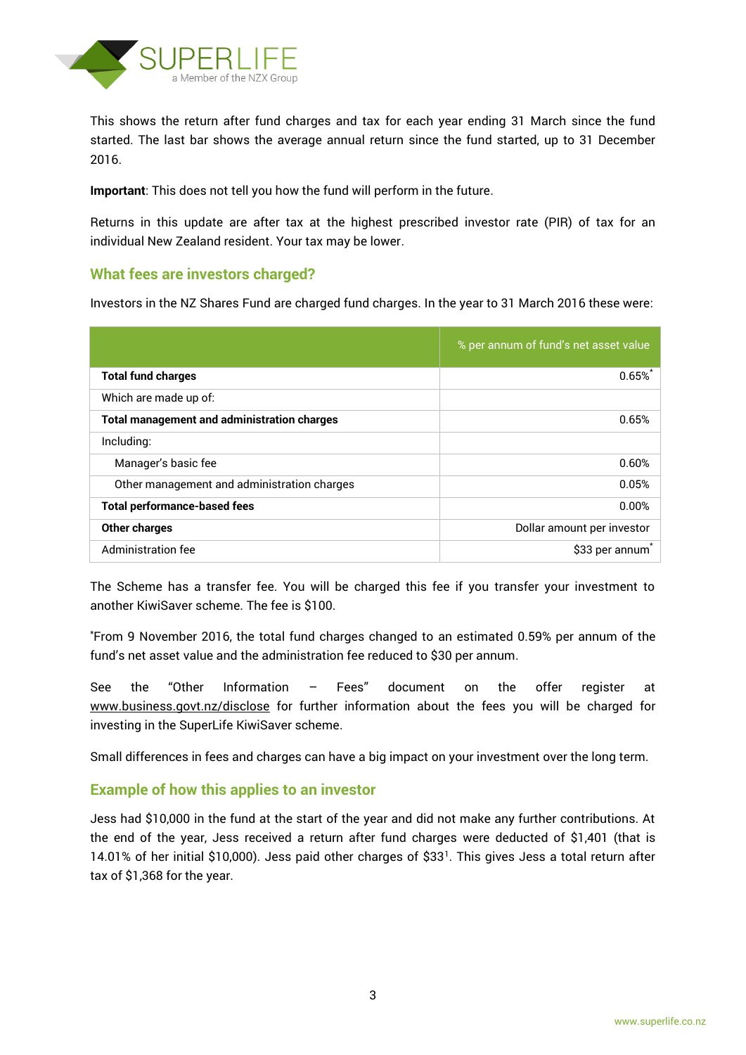This shows the return after fund charges and tax for each year ending 31 March since the fund started. The last bar shows the average annual return since the fund started, up to 31 December 2016.

**Important**: This does not tell you how the fund will perform in the future.

Returns in this update are after tax at the highest prescribed investor rate (PIR) of tax for an individual New Zealand resident. Your tax may be lower.

## What fees are investors charged?

Investors in the NZ Shares Fund are charged fund charges. In the year to 31 March 2016 these were:

| | % per annum of fund's net asset value |
|---|---|
| **Total fund charges** | 0.65%* |
| Which are made up of: | |
| **Total management and administration charges** | 0.65% |
| Including: | |
| Manager's basic fee | 0.60% |
| Other management and administration charges | 0.05% |
| **Total performance-based fees** | 0.00% |
| **Other charges** | Dollar amount per investor |
| Administration fee | $33 per annum* |

The Scheme has a transfer fee. You will be charged this fee if you transfer your investment to another KiwiSaver scheme. The fee is $100.

*From 9 November 2016, the total fund charges changed to an estimated 0.59% per annum of the fund's net asset value and the administration fee reduced to $30 per annum.

See the "Other Information – Fees" document on the offer register at www.business.govt.nz/disclose for further information about the fees you will be charged for investing in the SuperLife KiwiSaver scheme.

Small differences in fees and charges can have a big impact on your investment over the long term.

## Example of how this applies to an investor

Jess had $10,000 in the fund at the start of the year and did not make any further contributions. At the end of the year, Jess received a return after fund charges were deducted of $1,401 (that is 14.01% of her initial $10,000). Jess paid other charges of $33[1]. This gives Jess a total return after tax of $1,368 for the year.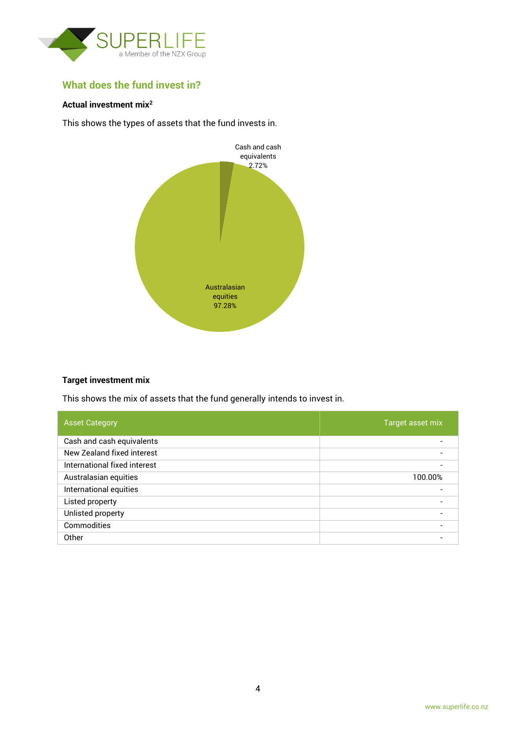## What does the fund invest in?

**Actual investment mix[2]**

This shows the types of assets that the fund invests in.

Cash and cash equivalents 2.72%

Australasian equities 97.28%

**Target investment mix**

This shows the mix of assets that the fund generally intends to invest in.

| Asset Category | Target asset mix |
|---|---|
| Cash and cash equivalents | - |
| New Zealand fixed interest | - |
| International fixed interest | - |
| Australasian equities | 100.00% |
| International equities | - |
| Listed property | - |
| Unlisted property | - |
| Commodities | - |
| Other | - |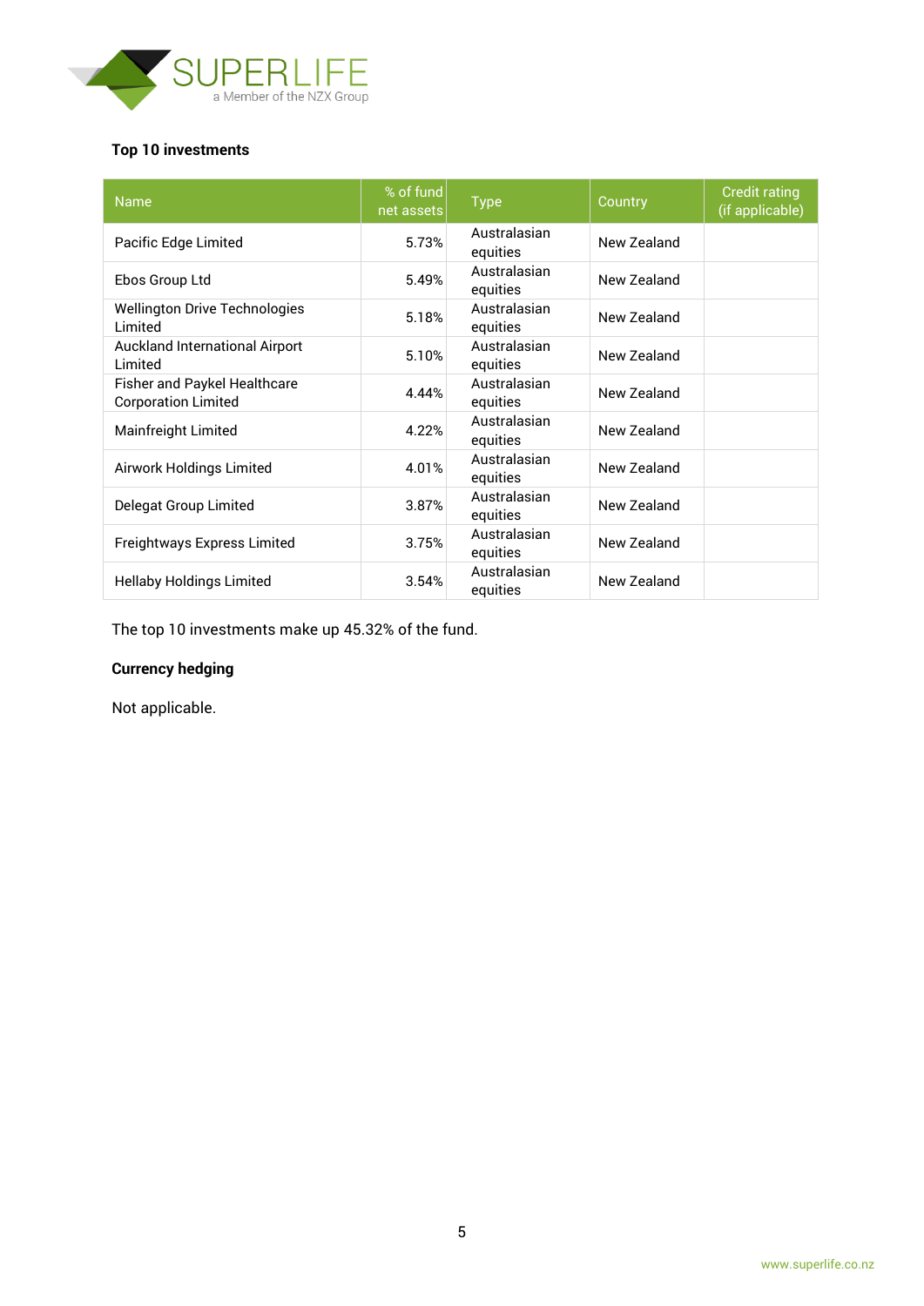## Top 10 investments

| Name | % of fund net assets | Type | Country | Credit rating (if applicable) |
|---|---|---|---|---|
| Pacific Edge Limited | 5.73% | Australasian equities | New Zealand | |
| Ebos Group Ltd | 5.49% | Australasian equities | New Zealand | |
| Wellington Drive Technologies Limited | 5.18% | Australasian equities | New Zealand | |
| Auckland International Airport Limited | 5.10% | Australasian equities | New Zealand | |
| Fisher and Paykel Healthcare Corporation Limited | 4.44% | Australasian equities | New Zealand | |
| Mainfreight Limited | 4.22% | Australasian equities | New Zealand | |
| Airwork Holdings Limited | 4.01% | Australasian equities | New Zealand | |
| Delegat Group Limited | 3.87% | Australasian equities | New Zealand | |
| Freightways Express Limited | 3.75% | Australasian equities | New Zealand | |
| Hellaby Holdings Limited | 3.54% | Australasian equities | New Zealand | |

The top 10 investments make up 45.32% of the fund.

## Currency hedging

Not applicable.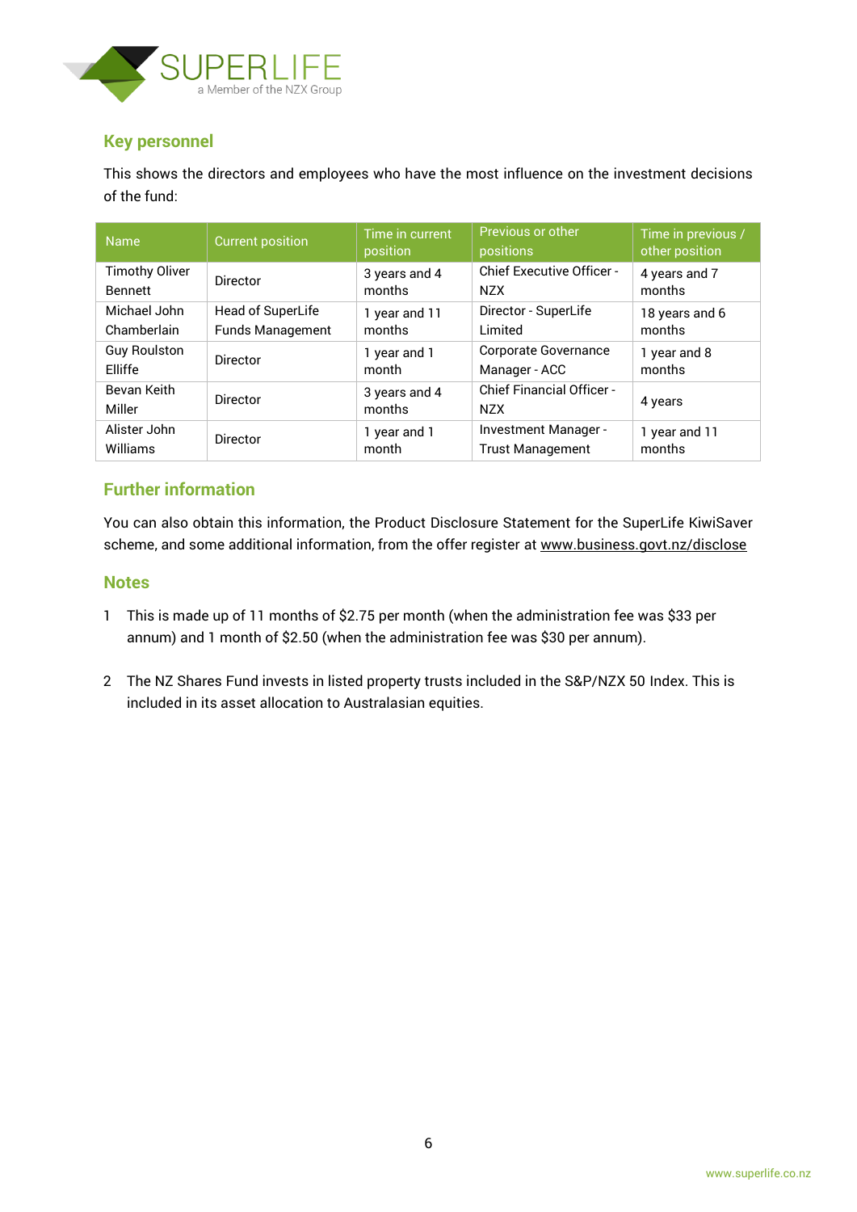## Key personnel

This shows the directors and employees who have the most influence on the investment decisions of the fund:

| Name | Current position | Time in current position | Previous or other positions | Time in previous / other position |
|---|---|---|---|---|
| Timothy Oliver Bennett | Director | 3 years and 4 months | Chief Executive Officer - NZX | 4 years and 7 months |
| Michael John Chamberlain | Head of SuperLife Funds Management | 1 year and 11 months | Director - SuperLife Limited | 18 years and 6 months |
| Guy Roulston Elliffe | Director | 1 year and 1 month | Corporate Governance Manager - ACC | 1 year and 8 months |
| Bevan Keith Miller | Director | 3 years and 4 months | Chief Financial Officer - NZX | 4 years |
| Alister John Williams | Director | 1 year and 1 month | Investment Manager - Trust Management | 1 year and 11 months |

## Further information

You can also obtain this information, the Product Disclosure Statement for the SuperLife KiwiSaver scheme, and some additional information, from the offer register at www.business.govt.nz/disclose

## Notes

1. This is made up of 11 months of $2.75 per month (when the administration fee was $33 per annum) and 1 month of $2.50 (when the administration fee was $30 per annum).

2. The NZ Shares Fund invests in listed property trusts included in the S&P/NZX 50 Index. This is included in its asset allocation to Australasian equities.